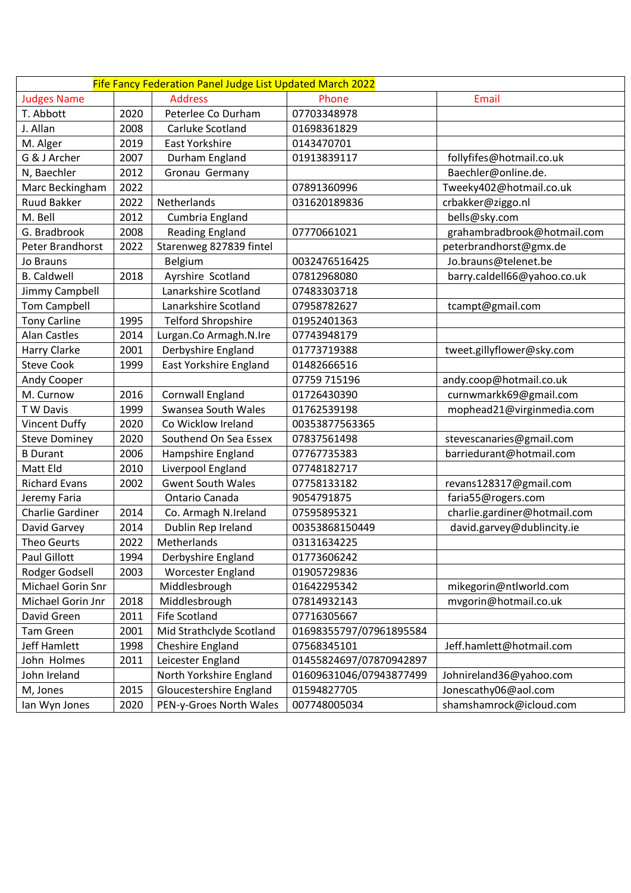| Fife Fancy Federation Panel Judge List Updated March 2022 | | | | |
|---|---|---|---|---|
| Judges Name | | Address | Phone | Email |
| T. Abbott | 2020 | Peterlee Co Durham | 07703348978 | |
| J. Allan | 2008 | Carluke Scotland | 01698361829 | |
| M. Alger | 2019 | East Yorkshire | 0143470701 | |
| G & J Archer | 2007 | Durham England | 01913839117 | follyfifes@hotmail.co.uk |
| N, Baechler | 2012 | Gronau Germany | | Baechler@online.de. |
| Marc Beckingham | 2022 | | 07891360996 | Tweeky402@hotmail.co.uk |
| Ruud Bakker | 2022 | Netherlands | 031620189836 | crbakker@ziggo.nl |
| M. Bell | 2012 | Cumbria England | | bells@sky.com |
| G. Bradbrook | 2008 | Reading England | 07770661021 | grahambradbrook@hotmail.com |
| Peter Brandhorst | 2022 | Starenweg 827839 fintel | | peterbrandhorst@gmx.de |
| Jo Brauns | | Belgium | 0032476516425 | Jo.brauns@telenet.be |
| B. Caldwell | 2018 | Ayrshire Scotland | 07812968080 | barry.caldell66@yahoo.co.uk |
| Jimmy Campbell | | Lanarkshire Scotland | 07483303718 | |
| Tom Campbell | | Lanarkshire Scotland | 07958782627 | tcampt@gmail.com |
| Tony Carline | 1995 | Telford Shropshire | 01952401363 | |
| Alan Castles | 2014 | Lurgan.Co Armagh.N.Ire | 07743948179 | |
| Harry Clarke | 2001 | Derbyshire England | 01773719388 | tweet.gillyflower@sky.com |
| Steve Cook | 1999 | East Yorkshire England | 01482666516 | |
| Andy Cooper | | | 07759 715196 | andy.coop@hotmail.co.uk |
| M. Curnow | 2016 | Cornwall England | 01726430390 | curnwmarkk69@gmail.com |
| T W Davis | 1999 | Swansea South Wales | 01762539198 | mophead21@virginmedia.com |
| Vincent Duffy | 2020 | Co Wicklow Ireland | 00353877563365 | |
| Steve Dominey | 2020 | Southend On Sea Essex | 07837561498 | stevescanaries@gmail.com |
| B Durant | 2006 | Hampshire England | 07767735383 | barriedurant@hotmail.com |
| Matt Eld | 2010 | Liverpool England | 07748182717 | |
| Richard Evans | 2002 | Gwent South Wales | 07758133182 | revans128317@gmail.com |
| Jeremy Faria | | Ontario Canada | 9054791875 | faria55@rogers.com |
| Charlie Gardiner | 2014 | Co. Armagh N.Ireland | 07595895321 | charlie.gardiner@hotmail.com |
| David Garvey | 2014 | Dublin Rep Ireland | 00353868150449 | david.garvey@dublincity.ie |
| Theo Geurts | 2022 | Metherlands | 03131634225 | |
| Paul Gillott | 1994 | Derbyshire England | 01773606242 | |
| Rodger Godsell | 2003 | Worcester England | 01905729836 | |
| Michael Gorin Snr | | Middlesbrough | 01642295342 | mikegorin@ntlworld.com |
| Michael Gorin Jnr | 2018 | Middlesbrough | 07814932143 | mvgorin@hotmail.co.uk |
| David Green | 2011 | Fife Scotland | 07716305667 | |
| Tam Green | 2001 | Mid Strathclyde Scotland | 01698355797/07961895584 | |
| Jeff Hamlett | 1998 | Cheshire England | 07568345101 | Jeff.hamlett@hotmail.com |
| John Holmes | 2011 | Leicester England | 01455824697/07870942897 | |
| John Ireland | | North Yorkshire England | 01609631046/07943877499 | Johnireland36@yahoo.com |
| M, Jones | 2015 | Gloucestershire England | 01594827705 | Jonescathy06@aol.com |
| Ian Wyn Jones | 2020 | PEN-y-Groes North Wales | 007748005034 | shamshamrock@icloud.com |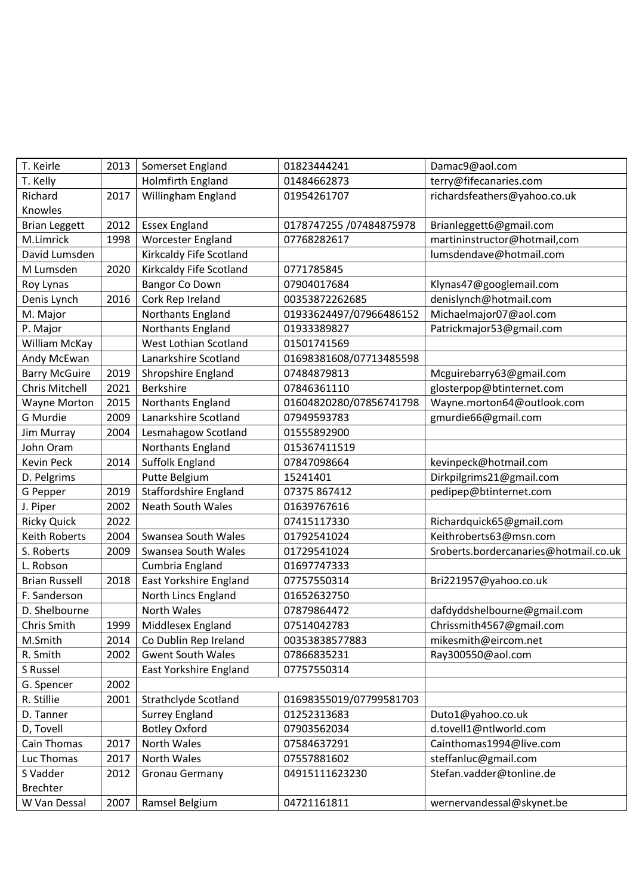| | | | | |
|---|---|---|---|---|
| T. Keirle | 2013 | Somerset England | 01823444241 | Damac9@aol.com |
| T. Kelly | | Holmfirth England | 01484662873 | terry@fifecanaries.com |
| Richard Knowles | 2017 | Willingham England | 01954261707 | richardsfeathers@yahoo.co.uk |
| Brian Leggett | 2012 | Essex England | 0178747255 /07484875978 | Brianleggett6@gmail.com |
| M.Limrick | 1998 | Worcester England | 07768282617 | martininstructor@hotmail,com |
| David Lumsden | | Kirkcaldy Fife Scotland | | lumsdendave@hotmail.com |
| M Lumsden | 2020 | Kirkcaldy Fife Scotland | 0771785845 | |
| Roy Lynas | | Bangor Co Down | 07904017684 | Klynas47@googlemail.com |
| Denis Lynch | 2016 | Cork Rep Ireland | 00353872262685 | denislynch@hotmail.com |
| M. Major | | Northants England | 01933624497/07966486152 | Michaelmajor07@aol.com |
| P. Major | | Northants England | 01933389827 | Patrickmajor53@gmail.com |
| William McKay | | West Lothian Scotland | 01501741569 | |
| Andy McEwan | | Lanarkshire Scotland | 01698381608/07713485598 | |
| Barry McGuire | 2019 | Shropshire England | 07484879813 | Mcguirebarry63@gmail.com |
| Chris Mitchell | 2021 | Berkshire | 07846361110 | glosterpop@btinternet.com |
| Wayne Morton | 2015 | Northants England | 01604820280/07856741798 | Wayne.morton64@outlook.com |
| G Murdie | 2009 | Lanarkshire Scotland | 07949593783 | gmurdie66@gmail.com |
| Jim Murray | 2004 | Lesmahagow Scotland | 01555892900 | |
| John Oram | | Northants England | 015367411519 | |
| Kevin Peck | 2014 | Suffolk England | 07847098664 | kevinpeck@hotmail.com |
| D. Pelgrims | | Putte Belgium | 15241401 | Dirkpilgrims21@gmail.com |
| G Pepper | 2019 | Staffordshire England | 07375 867412 | pedipep@btinternet.com |
| J. Piper | 2002 | Neath South Wales | 01639767616 | |
| Ricky Quick | 2022 | | 07415117330 | Richardquick65@gmail.com |
| Keith Roberts | 2004 | Swansea South Wales | 01792541024 | Keithroberts63@msn.com |
| S. Roberts | 2009 | Swansea South Wales | 01729541024 | Sroberts.bordercanaries@hotmail.co.uk |
| L. Robson | | Cumbria England | 01697747333 | |
| Brian Russell | 2018 | East Yorkshire England | 07757550314 | Bri221957@yahoo.co.uk |
| F. Sanderson | | North Lincs England | 01652632750 | |
| D. Shelbourne | | North Wales | 07879864472 | dafdyddshelbourne@gmail.com |
| Chris Smith | 1999 | Middlesex England | 07514042783 | Chrissmith4567@gmail.com |
| M.Smith | 2014 | Co Dublin Rep Ireland | 00353838577883 | mikesmith@eircom.net |
| R. Smith | 2002 | Gwent South Wales | 07866835231 | Ray300550@aol.com |
| S Russel | | East Yorkshire England | 07757550314 | |
| G. Spencer | 2002 | | | |
| R. Stillie | 2001 | Strathclyde Scotland | 01698355019/07799581703 | |
| D. Tanner | | Surrey England | 01252313683 | Duto1@yahoo.co.uk |
| D, Tovell | | Botley Oxford | 07903562034 | d.tovell1@ntlworld.com |
| Cain Thomas | 2017 | North Wales | 07584637291 | Cainthomas1994@live.com |
| Luc Thomas | 2017 | North Wales | 07557881602 | steffanluc@gmail.com |
| S Vadder Brechter | 2012 | Gronau Germany | 04915111623230 | Stefan.vadder@tonline.de |
| W Van Dessal | 2007 | Ramsel Belgium | 04721161811 | wernervandessal@skynet.be |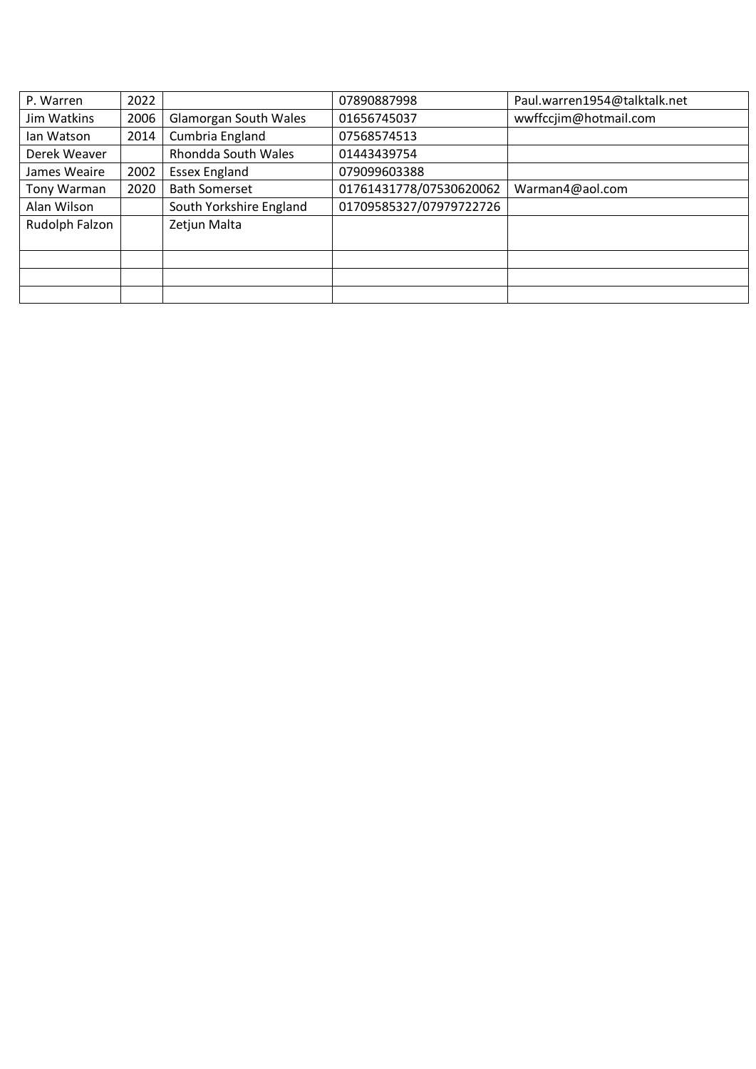| | | | | |
|---|---|---|---|---|
| P. Warren | 2022 | | 07890887998 | Paul.warren1954@talktalk.net |
| Jim Watkins | 2006 | Glamorgan South Wales | 01656745037 | wwffccjim@hotmail.com |
| Ian Watson | 2014 | Cumbria England | 07568574513 | |
| Derek Weaver | | Rhondda South Wales | 01443439754 | |
| James Weaire | 2002 | Essex England | 079099603388 | |
| Tony Warman | 2020 | Bath Somerset | 01761431778/07530620062 | Warman4@aol.com |
| Alan Wilson | | South Yorkshire England | 01709585327/07979722726 | |
| Rudolph Falzon | | Zetjun Malta | | |
| | | | | |
| | | | | |
| | | | | |